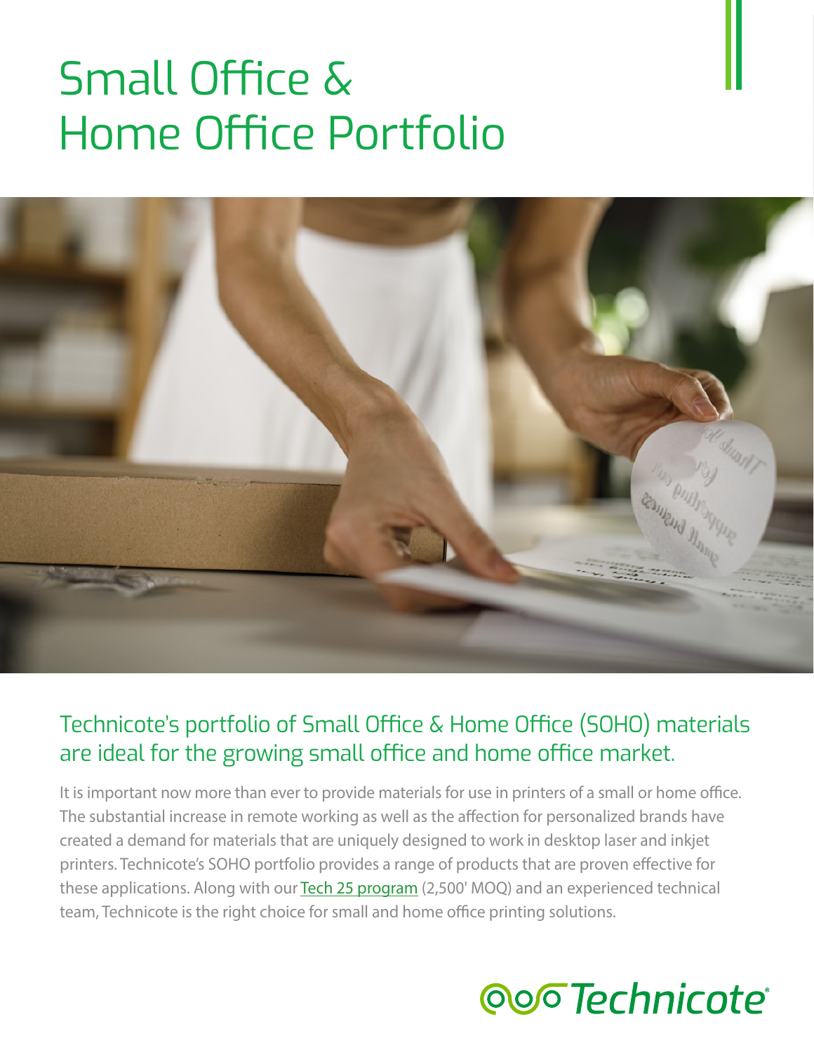# Small Office & Home Office Portfolio

## Technicote's portfolio of Small Office & Home Office (SOHO) materials are ideal for the growing small office and home office market.

It is important now more than ever to provide materials for use in printers of a small or home office. The substantial increase in remote working as well as the affection for personalized brands have created a demand for materials that are uniquely designed to work in desktop laser and inkjet printers. Technicote's SOHO portfolio provides a range of products that are proven effective for these applications. Along with our Tech 25 program (2,500' MOQ) and an experienced technical team, Technicote is the right choice for small and home office printing solutions.

Technicote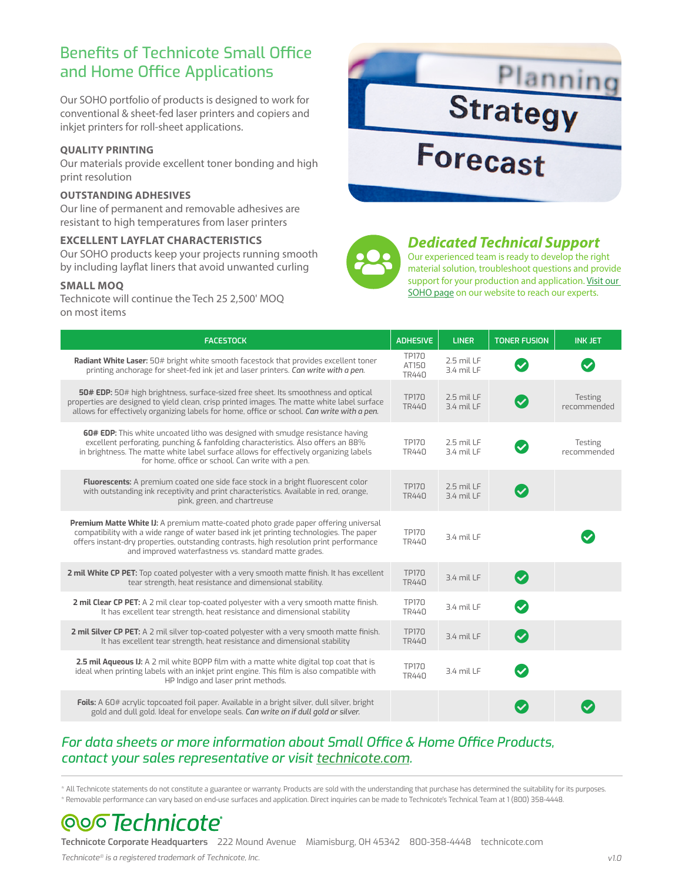## Benefits of Technicote Small Office and Home Office Applications

Our SOHO portfolio of products is designed to work for conventional & sheet-fed laser printers and copiers and inkjet printers for roll-sheet applications.

**QUALITY PRINTING**
Our materials provide excellent toner bonding and high print resolution

**OUTSTANDING ADHESIVES**
Our line of permanent and removable adhesives are resistant to high temperatures from laser printers

**EXCELLENT LAYFLAT CHARACTERISTICS**
Our SOHO products keep your projects running smooth by including layflat liners that avoid unwanted curling

**SMALL MOQ**
Technicote will continue the Tech 25 2,500' MOQ on most items

### *Dedicated Technical Support*

Our experienced team is ready to develop the right material solution, troubleshoot questions and provide support for your production and application. Visit our SOHO page on our website to reach our experts.

| FACESTOCK | ADHESIVE | LINER | TONER FUSION | INK JET |
|---|---|---|---|---|
| **Radiant White Laser:** 50# bright white smooth facestock that provides excellent toner printing anchorage for sheet-fed ink jet and laser printers. *Can write with a pen.* | TP170 AT150 TR440 | 2.5 mil LF 3.4 mil LF | ✓ | ✓ |
| **50# EDP:** 50# high brightness, surface-sized free sheet. Its smoothness and optical properties are designed to yield clean, crisp printed images. The matte white label surface allows for effectively organizing labels for home, office or school. *Can write with a pen.* | TP170 TR440 | 2.5 mil LF 3.4 mil LF | ✓ | Testing recommended |
| **60# EDP:** This white uncoated litho was designed with smudge resistance having excellent perforating, punching & fanfolding characteristics. Also offers an 88% in brightness. The matte white label surface allows for effectively organizing labels for home, office or school. Can write with a pen. | TP170 TR440 | 2.5 mil LF 3.4 mil LF | ✓ | Testing recommended |
| **Fluorescents:** A premium coated one side face stock in a bright fluorescent color with outstanding ink receptivity and print characteristics. Available in red, orange, pink, green, and chartreuse | TP170 TR440 | 2.5 mil LF 3.4 mil LF | ✓ | |
| **Premium Matte White IJ:** A premium matte-coated photo grade paper offering universal compatibility with a wide range of water based ink jet printing technologies. The paper offers instant-dry properties, outstanding contrasts, high resolution print performance and improved waterfastness vs. standard matte grades. | TP170 TR440 | 3.4 mil LF | | ✓ |
| **2 mil White CP PET:** Top coated polyester with a very smooth matte finish. It has excellent tear strength, heat resistance and dimensional stability. | TP170 TR440 | 3.4 mil LF | ✓ | |
| **2 mil Clear CP PET:** A 2 mil clear top-coated polyester with a very smooth matte finish. It has excellent tear strength, heat resistance and dimensional stability | TP170 TR440 | 3.4 mil LF | ✓ | |
| **2 mil Silver CP PET:** A 2 mil silver top-coated polyester with a very smooth matte finish. It has excellent tear strength, heat resistance and dimensional stability | TP170 TR440 | 3.4 mil LF | ✓ | |
| **2.5 mil Aqueous IJ:** A 2 mil white BOPP film with a matte white digital top coat that is ideal when printing labels with an inkjet print engine. This film is also compatible with HP Indigo and laser print methods. | TP170 TR440 | 3.4 mil LF | ✓ | |
| **Foils:** A 60# acrylic topcoated foil paper. Available in a bright silver, dull silver, bright gold and dull gold. Ideal for envelope seals. *Can write on if dull gold or silver.* | | | ✓ | ✓ |

*For data sheets or more information about Small Office & Home Office Products, contact your sales representative or visit technicote.com.*

* All Technicote statements do not constitute a guarantee or warranty. Products are sold with the understanding that purchase has determined the suitability for its purposes.
* Removable performance can vary based on end-use surfaces and application. Direct inquiries can be made to Technicote's Technical Team at 1 (800) 358-4448.

**Technicote**

**Technicote Corporate Headquarters** 222 Mound Avenue Miamisburg, OH 45342 800-358-4448 technicote.com

*Technicote® is a registered trademark of Technicote, Inc.*

*v1.0*